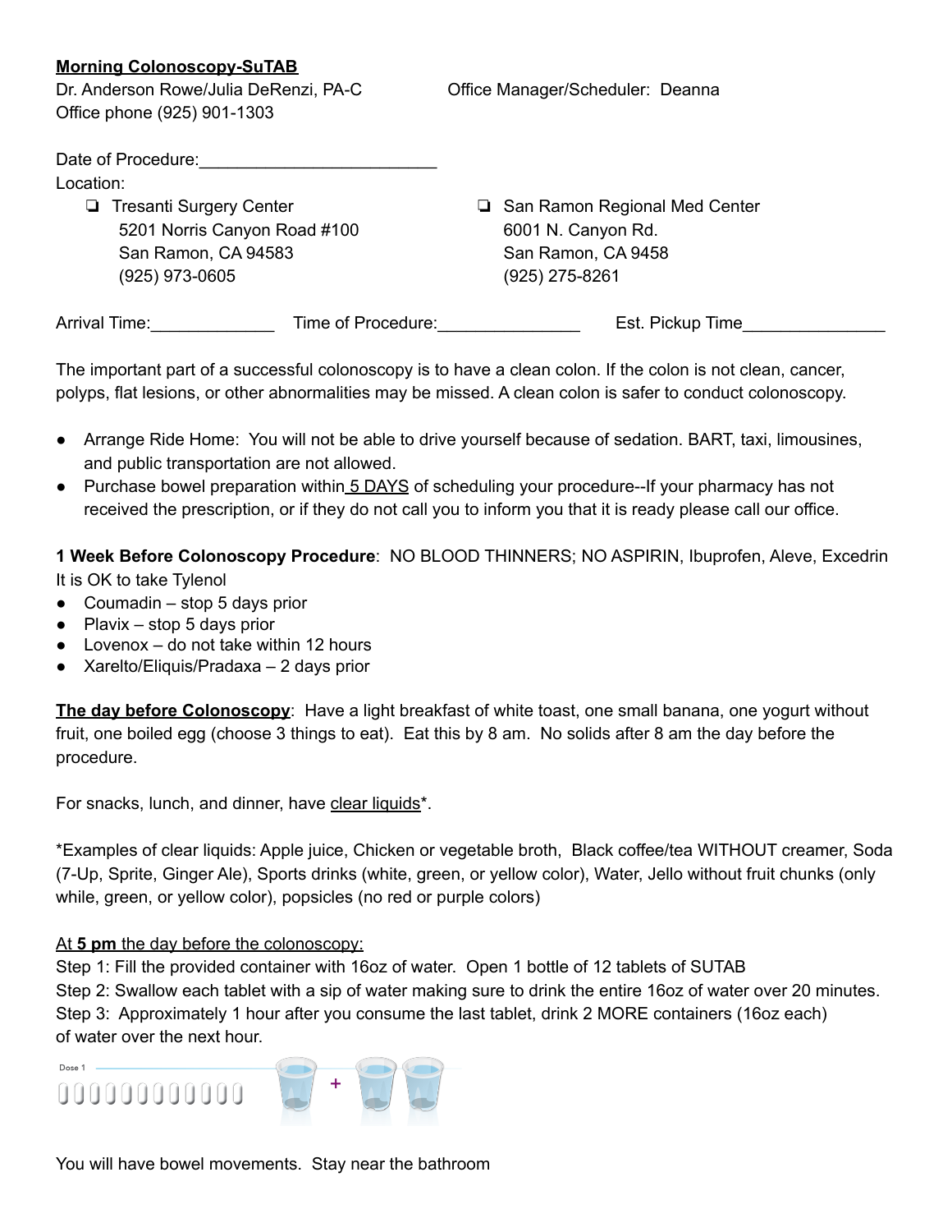**<u>Morning Colonoscopy-SuTAB</u>**

Dr. Anderson Rowe/Julia DeRenzi, PA-C

Office phone (925) 901-1303

Office Manager/Scheduler: Deanna

Date of Procedure:_________________________

Location:

- ❑ Tresanti Surgery Center
  5201 Norris Canyon Road #100
  San Ramon, CA 94583
  (925) 973-0605
- ❑ San Ramon Regional Med Center
  6001 N. Canyon Rd.
  San Ramon, CA 9458
  (925) 275-8261

Arrival Time:_____________ Time of Procedure:_______________ Est. Pickup Time_______________

The important part of a successful colonoscopy is to have a clean colon. If the colon is not clean, cancer, polyps, flat lesions, or other abnormalities may be missed. A clean colon is safer to conduct colonoscopy.

- Arrange Ride Home: You will not be able to drive yourself because of sedation. BART, taxi, limousines, and public transportation are not allowed.
- Purchase bowel preparation within <u>5 DAYS</u> of scheduling your procedure--If your pharmacy has not received the prescription, or if they do not call you to inform you that it is ready please call our office.

**1 Week Before Colonoscopy Procedure**: NO BLOOD THINNERS; NO ASPIRIN, Ibuprofen, Aleve, Excedrin
It is OK to take Tylenol

- Coumadin – stop 5 days prior
- Plavix – stop 5 days prior
- Lovenox – do not take within 12 hours
- Xarelto/Eliquis/Pradaxa – 2 days prior

**<u>The day before Colonoscopy</u>**: Have a light breakfast of white toast, one small banana, one yogurt without fruit, one boiled egg (choose 3 things to eat). Eat this by 8 am. No solids after 8 am the day before the procedure.

For snacks, lunch, and dinner, have <u>clear liquids</u>*.

*Examples of clear liquids: Apple juice, Chicken or vegetable broth, Black coffee/tea WITHOUT creamer, Soda (7-Up, Sprite, Ginger Ale), Sports drinks (white, green, or yellow color), Water, Jello without fruit chunks (only while, green, or yellow color), popsicles (no red or purple colors)

<u>At **5 pm** the day before the colonoscopy:</u>

Step 1: Fill the provided container with 16oz of water. Open 1 bottle of 12 tablets of SUTAB

Step 2: Swallow each tablet with a sip of water making sure to drink the entire 16oz of water over 20 minutes.

Step 3: Approximately 1 hour after you consume the last tablet, drink 2 MORE containers (16oz each) of water over the next hour.

Dose 1

You will have bowel movements. Stay near the bathroom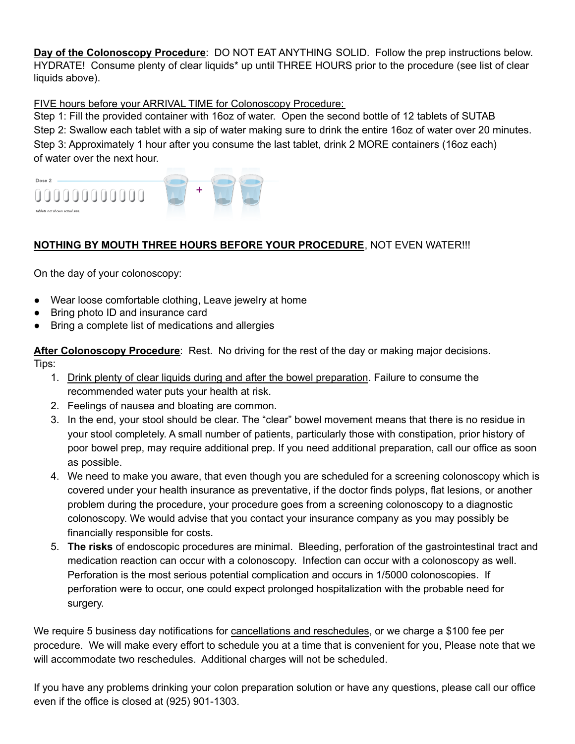**<u>Day of the Colonoscopy Procedure</u>**: DO NOT EAT ANYTHING SOLID. Follow the prep instructions below. HYDRATE! Consume plenty of clear liquids* up until THREE HOURS prior to the procedure (see list of clear liquids above).

<u>FIVE hours before your ARRIVAL TIME for Colonoscopy Procedure:</u>

Step 1: Fill the provided container with 16oz of water. Open the second bottle of 12 tablets of SUTAB

Step 2: Swallow each tablet with a sip of water making sure to drink the entire 16oz of water over 20 minutes.

Step 3: Approximately 1 hour after you consume the last tablet, drink 2 MORE containers (16oz each) of water over the next hour.

Dose 2

Tablets not shown actual size.

**<u>NOTHING BY MOUTH THREE HOURS BEFORE YOUR PROCEDURE</u>**, NOT EVEN WATER!!!

On the day of your colonoscopy:

- Wear loose comfortable clothing, Leave jewelry at home
- Bring photo ID and insurance card
- Bring a complete list of medications and allergies

**<u>After Colonoscopy Procedure</u>**: Rest. No driving for the rest of the day or making major decisions.

Tips:

1. <u>Drink plenty of clear liquids during and after the bowel preparation</u>. Failure to consume the recommended water puts your health at risk.
2. Feelings of nausea and bloating are common.
3. In the end, your stool should be clear. The "clear" bowel movement means that there is no residue in your stool completely. A small number of patients, particularly those with constipation, prior history of poor bowel prep, may require additional prep. If you need additional preparation, call our office as soon as possible.
4. We need to make you aware, that even though you are scheduled for a screening colonoscopy which is covered under your health insurance as preventative, if the doctor finds polyps, flat lesions, or another problem during the procedure, your procedure goes from a screening colonoscopy to a diagnostic colonoscopy. We would advise that you contact your insurance company as you may possibly be financially responsible for costs.
5. **The risks** of endoscopic procedures are minimal. Bleeding, perforation of the gastrointestinal tract and medication reaction can occur with a colonoscopy. Infection can occur with a colonoscopy as well. Perforation is the most serious potential complication and occurs in 1/5000 colonoscopies. If perforation were to occur, one could expect prolonged hospitalization with the probable need for surgery.

We require 5 business day notifications for <u>cancellations and reschedules</u>, or we charge a $100 fee per procedure. We will make every effort to schedule you at a time that is convenient for you, Please note that we will accommodate two reschedules. Additional charges will not be scheduled.

If you have any problems drinking your colon preparation solution or have any questions, please call our office even if the office is closed at (925) 901-1303.